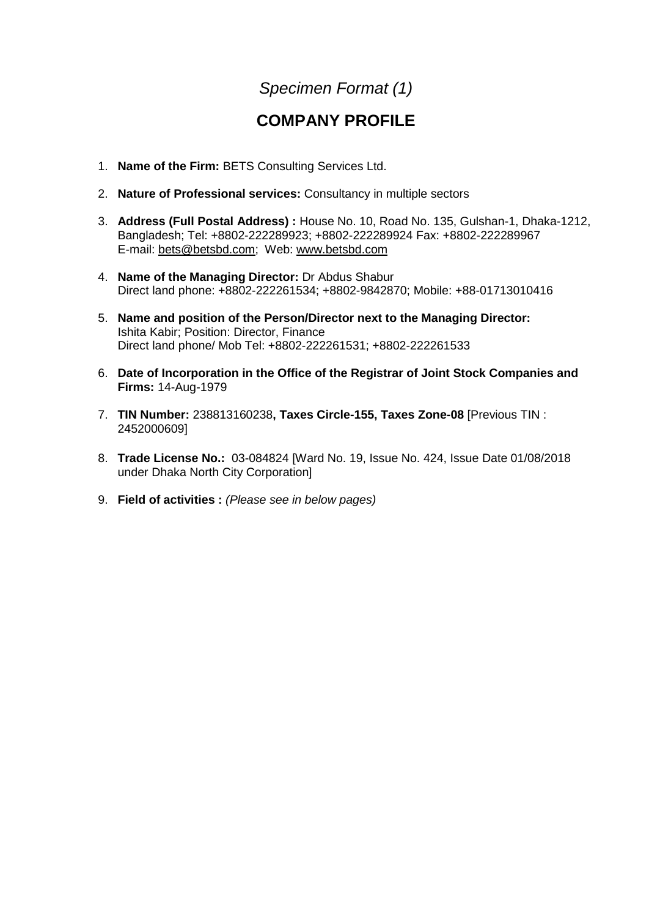*Specimen Format (1)*

# COMPANY PROFILE

1. **Name of the Firm:** BETS Consulting Services Ltd.

2. **Nature of Professional services:** Consultancy in multiple sectors

3. **Address (Full Postal Address) :** House No. 10, Road No. 135, Gulshan-1, Dhaka-1212, Bangladesh; Tel: +8802-222289923; +8802-222289924 Fax: +8802-222289967
   E-mail: bets@betsbd.com; Web: www.betsbd.com

4. **Name of the Managing Director:** Dr Abdus Shabur
   Direct land phone: +8802-222261534; +8802-9842870; Mobile: +88-01713010416

5. **Name and position of the Person/Director next to the Managing Director:**
   Ishita Kabir; Position: Director, Finance
   Direct land phone/ Mob Tel: +8802-222261531; +8802-222261533

6. **Date of Incorporation in the Office of the Registrar of Joint Stock Companies and Firms:** 14-Aug-1979

7. **TIN Number:** 238813160238**, Taxes Circle-155, Taxes Zone-08** [Previous TIN : 2452000609]

8. **Trade License No.:** 03-084824 [Ward No. 19, Issue No. 424, Issue Date 01/08/2018 under Dhaka North City Corporation]

9. **Field of activities :** *(Please see in below pages)*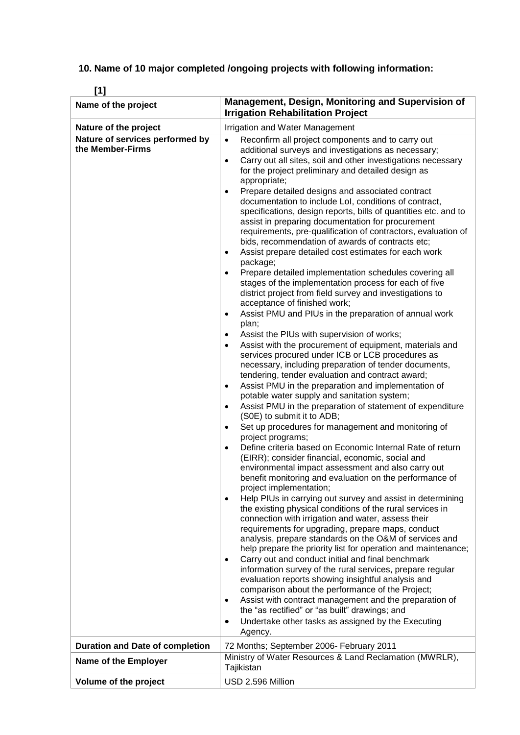## 10. Name of 10 major completed /ongoing projects with following information:

**[1]**

| Name of the project | Management, Design, Monitoring and Supervision of Irrigation Rehabilitation Project |
|---|---|
| **Nature of the project** | Irrigation and Water Management |
| **Nature of services performed by the Member-Firms** | • Reconfirm all project components and to carry out additional surveys and investigations as necessary;<br>• Carry out all sites, soil and other investigations necessary for the project preliminary and detailed design as appropriate;<br>• Prepare detailed designs and associated contract documentation to include LoI, conditions of contract, specifications, design reports, bills of quantities etc. and to assist in preparing documentation for procurement requirements, pre-qualification of contractors, evaluation of bids, recommendation of awards of contracts etc;<br>• Assist prepare detailed cost estimates for each work package;<br>• Prepare detailed implementation schedules covering all stages of the implementation process for each of five district project from field survey and investigations to acceptance of finished work;<br>• Assist PMU and PIUs in the preparation of annual work plan;<br>• Assist the PIUs with supervision of works;<br>• Assist with the procurement of equipment, materials and services procured under ICB or LCB procedures as necessary, including preparation of tender documents, tendering, tender evaluation and contract award;<br>• Assist PMU in the preparation and implementation of potable water supply and sanitation system;<br>• Assist PMU in the preparation of statement of expenditure (S0E) to submit it to ADB;<br>• Set up procedures for management and monitoring of project programs;<br>• Define criteria based on Economic Internal Rate of return (EIRR); consider financial, economic, social and environmental impact assessment and also carry out benefit monitoring and evaluation on the performance of project implementation;<br>• Help PIUs in carrying out survey and assist in determining the existing physical conditions of the rural services in connection with irrigation and water, assess their requirements for upgrading, prepare maps, conduct analysis, prepare standards on the O&M of services and help prepare the priority list for operation and maintenance;<br>• Carry out and conduct initial and final benchmark information survey of the rural services, prepare regular evaluation reports showing insightful analysis and comparison about the performance of the Project;<br>• Assist with contract management and the preparation of the "as rectified" or "as built" drawings; and<br>• Undertake other tasks as assigned by the Executing Agency. |
| **Duration and Date of completion** | 72 Months; September 2006- February 2011 |
| **Name of the Employer** | Ministry of Water Resources & Land Reclamation (MWRLR), Tajikistan |
| **Volume of the project** | USD 2.596 Million |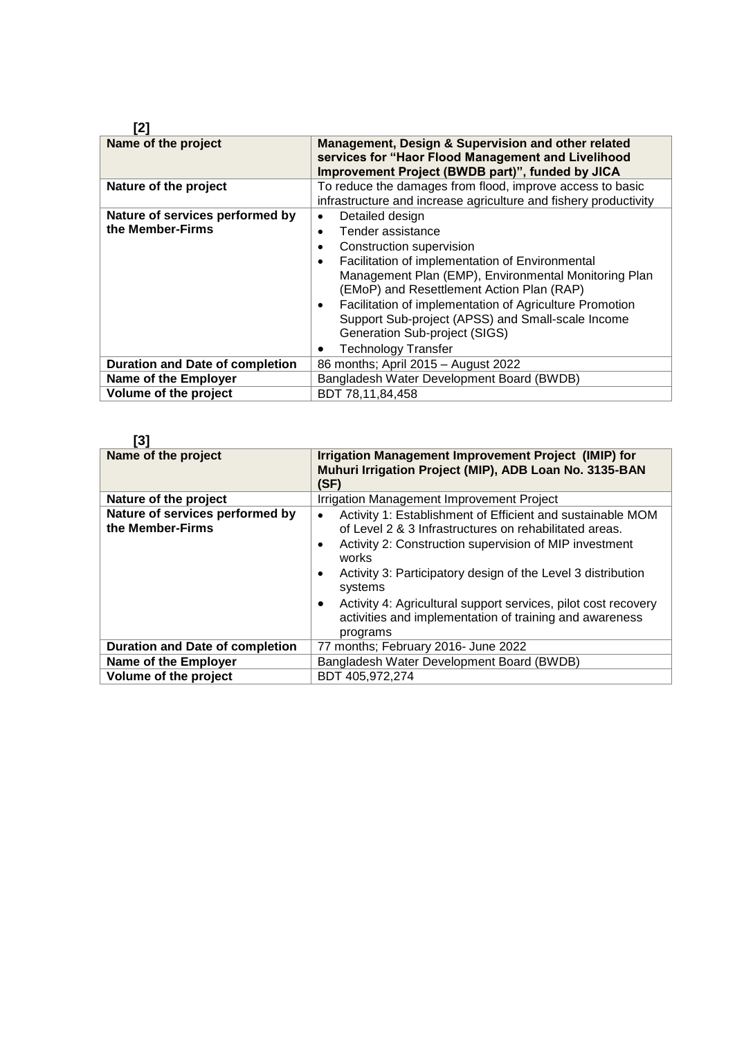**[2]**

| Name of the project | **Management, Design & Supervision and other related services for "Haor Flood Management and Livelihood Improvement Project (BWDB part)", funded by JICA** |
|---|---|
| **Nature of the project** | To reduce the damages from flood, improve access to basic infrastructure and increase agriculture and fishery productivity |
| **Nature of services performed by the Member-Firms** | • Detailed design<br>• Tender assistance<br>• Construction supervision<br>• Facilitation of implementation of Environmental Management Plan (EMP), Environmental Monitoring Plan (EMoP) and Resettlement Action Plan (RAP)<br>• Facilitation of implementation of Agriculture Promotion Support Sub-project (APSS) and Small-scale Income Generation Sub-project (SIGS)<br>• Technology Transfer |
| **Duration and Date of completion** | 86 months; April 2015 – August 2022 |
| **Name of the Employer** | Bangladesh Water Development Board (BWDB) |
| **Volume of the project** | BDT 78,11,84,458 |

**[3]**

| Name of the project | **Irrigation Management Improvement Project (IMIP) for Muhuri Irrigation Project (MIP), ADB Loan No. 3135-BAN (SF)** |
|---|---|
| **Nature of the project** | Irrigation Management Improvement Project |
| **Nature of services performed by the Member-Firms** | • Activity 1: Establishment of Efficient and sustainable MOM of Level 2 & 3 Infrastructures on rehabilitated areas.<br>• Activity 2: Construction supervision of MIP investment works<br>• Activity 3: Participatory design of the Level 3 distribution systems<br>• Activity 4: Agricultural support services, pilot cost recovery activities and implementation of training and awareness programs |
| **Duration and Date of completion** | 77 months; February 2016- June 2022 |
| **Name of the Employer** | Bangladesh Water Development Board (BWDB) |
| **Volume of the project** | BDT 405,972,274 |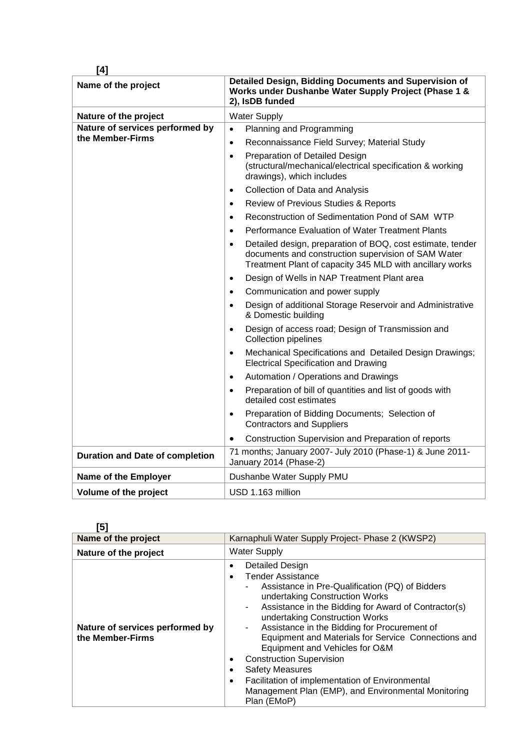**[4]**

| Name of the project | Detailed Design, Bidding Documents and Supervision of Works under Dushanbe Water Supply Project (Phase 1 & 2), IsDB funded |
|---|---|
| Nature of the project | Water Supply |
| Nature of services performed by the Member-Firms | • Planning and Programming<br>• Reconnaissance Field Survey; Material Study<br>• Preparation of Detailed Design (structural/mechanical/electrical specification & working drawings), which includes<br>• Collection of Data and Analysis<br>• Review of Previous Studies & Reports<br>• Reconstruction of Sedimentation Pond of SAM WTP<br>• Performance Evaluation of Water Treatment Plants<br>• Detailed design, preparation of BOQ, cost estimate, tender documents and construction supervision of SAM Water Treatment Plant of capacity 345 MLD with ancillary works<br>• Design of Wells in NAP Treatment Plant area<br>• Communication and power supply<br>• Design of additional Storage Reservoir and Administrative & Domestic building<br>• Design of access road; Design of Transmission and Collection pipelines<br>• Mechanical Specifications and Detailed Design Drawings; Electrical Specification and Drawing<br>• Automation / Operations and Drawings<br>• Preparation of bill of quantities and list of goods with detailed cost estimates<br>• Preparation of Bidding Documents; Selection of Contractors and Suppliers<br>• Construction Supervision and Preparation of reports |
| Duration and Date of completion | 71 months; January 2007- July 2010 (Phase-1) & June 2011- January 2014 (Phase-2) |
| Name of the Employer | Dushanbe Water Supply PMU |
| Volume of the project | USD 1.163 million |

**[5]**

| Name of the project | Karnaphuli Water Supply Project- Phase 2 (KWSP2) |
|---|---|
| Nature of the project | Water Supply |
| Nature of services performed by the Member-Firms | • Detailed Design<br>• Tender Assistance<br>- Assistance in Pre-Qualification (PQ) of Bidders undertaking Construction Works<br>- Assistance in the Bidding for Award of Contractor(s) undertaking Construction Works<br>- Assistance in the Bidding for Procurement of Equipment and Materials for Service Connections and Equipment and Vehicles for O&M<br>• Construction Supervision<br>• Safety Measures<br>• Facilitation of implementation of Environmental Management Plan (EMP), and Environmental Monitoring Plan (EMoP) |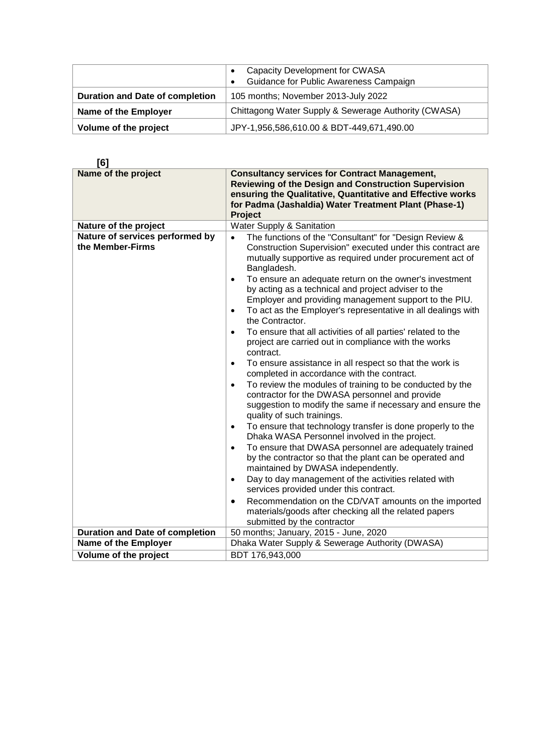| | • Capacity Development for CWASA<br>• Guidance for Public Awareness Campaign |
|---|---|
| **Duration and Date of completion** | 105 months; November 2013-July 2022 |
| **Name of the Employer** | Chittagong Water Supply & Sewerage Authority (CWASA) |
| **Volume of the project** | JPY-1,956,586,610.00 & BDT-449,671,490.00 |

**[6]**

| **Name of the project** | **Consultancy services for Contract Management, Reviewing of the Design and Construction Supervision ensuring the Qualitative, Quantitative and Effective works for Padma (Jashaldia) Water Treatment Plant (Phase-1) Project** |
|---|---|
| **Nature of the project** | Water Supply & Sanitation |
| **Nature of services performed by the Member-Firms** | • The functions of the "Consultant" for "Design Review & Construction Supervision" executed under this contract are mutually supportive as required under procurement act of Bangladesh.<br>• To ensure an adequate return on the owner's investment by acting as a technical and project adviser to the Employer and providing management support to the PIU.<br>• To act as the Employer's representative in all dealings with the Contractor.<br>• To ensure that all activities of all parties' related to the project are carried out in compliance with the works contract.<br>• To ensure assistance in all respect so that the work is completed in accordance with the contract.<br>• To review the modules of training to be conducted by the contractor for the DWASA personnel and provide suggestion to modify the same if necessary and ensure the quality of such trainings.<br>• To ensure that technology transfer is done properly to the Dhaka WASA Personnel involved in the project.<br>• To ensure that DWASA personnel are adequately trained by the contractor so that the plant can be operated and maintained by DWASA independently.<br>• Day to day management of the activities related with services provided under this contract.<br>• Recommendation on the CD/VAT amounts on the imported materials/goods after checking all the related papers submitted by the contractor |
| **Duration and Date of completion** | 50 months; January, 2015 - June, 2020 |
| **Name of the Employer** | Dhaka Water Supply & Sewerage Authority (DWASA) |
| **Volume of the project** | BDT 176,943,000 |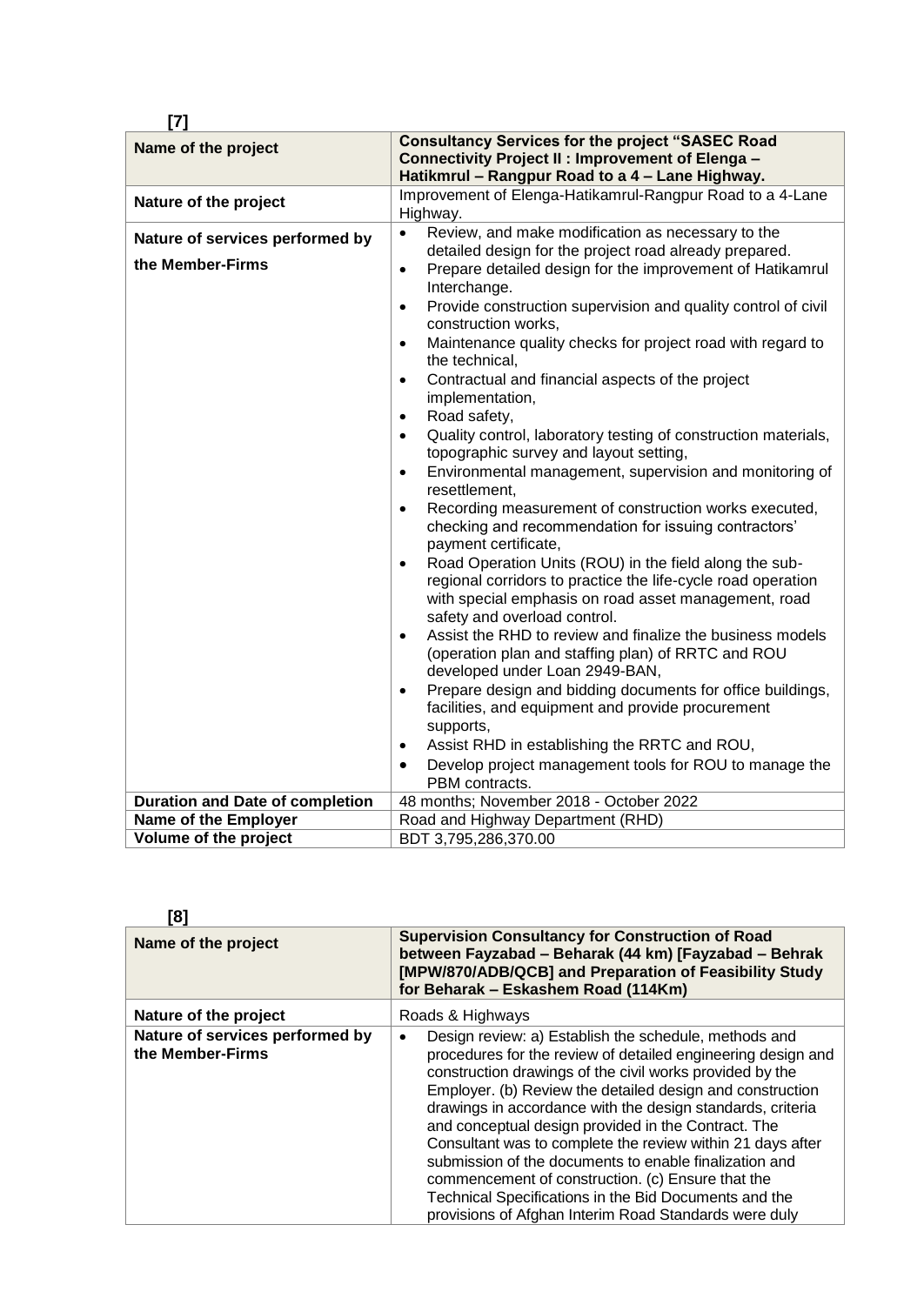**[7]**

| Name of the project | **Consultancy Services for the project "SASEC Road Connectivity Project II : Improvement of Elenga – Hatikmrul – Rangpur Road to a 4 – Lane Highway.** |
|---|---|
| **Nature of the project** | Improvement of Elenga-Hatikamrul-Rangpur Road to a 4-Lane Highway. |
| **Nature of services performed by the Member-Firms** | • Review, and make modification as necessary to the detailed design for the project road already prepared.<br>• Prepare detailed design for the improvement of Hatikamrul Interchange.<br>• Provide construction supervision and quality control of civil construction works,<br>• Maintenance quality checks for project road with regard to the technical,<br>• Contractual and financial aspects of the project implementation,<br>• Road safety,<br>• Quality control, laboratory testing of construction materials, topographic survey and layout setting,<br>• Environmental management, supervision and monitoring of resettlement,<br>• Recording measurement of construction works executed, checking and recommendation for issuing contractors' payment certificate,<br>• Road Operation Units (ROU) in the field along the sub-regional corridors to practice the life-cycle road operation with special emphasis on road asset management, road safety and overload control.<br>• Assist the RHD to review and finalize the business models (operation plan and staffing plan) of RRTC and ROU developed under Loan 2949-BAN,<br>• Prepare design and bidding documents for office buildings, facilities, and equipment and provide procurement supports,<br>• Assist RHD in establishing the RRTC and ROU,<br>• Develop project management tools for ROU to manage the PBM contracts. |
| **Duration and Date of completion** | 48 months; November 2018 - October 2022 |
| **Name of the Employer** | Road and Highway Department (RHD) |
| **Volume of the project** | BDT 3,795,286,370.00 |

**[8]**

| Name of the project | **Supervision Consultancy for Construction of Road between Fayzabad – Beharak (44 km) [Fayzabad – Behrak [MPW/870/ADB/QCB] and Preparation of Feasibility Study for Beharak – Eskashem Road (114Km)** |
|---|---|
| **Nature of the project** | Roads & Highways |
| **Nature of services performed by the Member-Firms** | • Design review: a) Establish the schedule, methods and procedures for the review of detailed engineering design and construction drawings of the civil works provided by the Employer. (b) Review the detailed design and construction drawings in accordance with the design standards, criteria and conceptual design provided in the Contract. The Consultant was to complete the review within 21 days after submission of the documents to enable finalization and commencement of construction. (c) Ensure that the Technical Specifications in the Bid Documents and the provisions of Afghan Interim Road Standards were duly |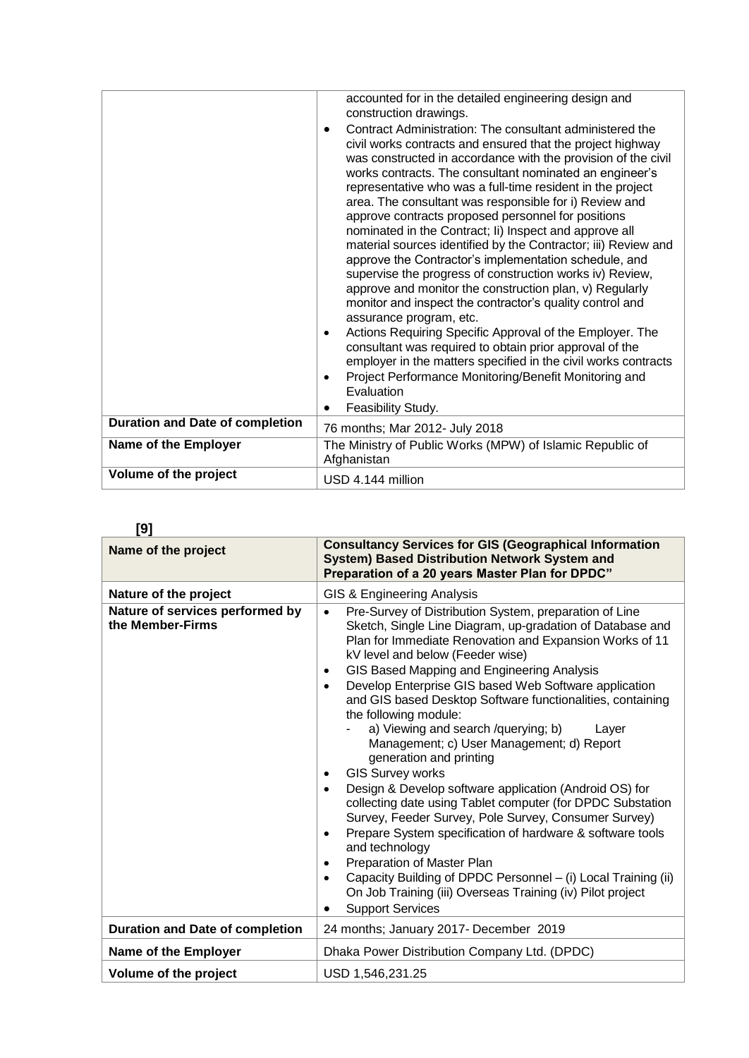| | |
|---|---|
| | accounted for in the detailed engineering design and construction drawings.<br>• Contract Administration: The consultant administered the civil works contracts and ensured that the project highway was constructed in accordance with the provision of the civil works contracts. The consultant nominated an engineer's representative who was a full-time resident in the project area. The consultant was responsible for i) Review and approve contracts proposed personnel for positions nominated in the Contract; Ii) Inspect and approve all material sources identified by the Contractor; iii) Review and approve the Contractor's implementation schedule, and supervise the progress of construction works iv) Review, approve and monitor the construction plan, v) Regularly monitor and inspect the contractor's quality control and assurance program, etc.<br>• Actions Requiring Specific Approval of the Employer. The consultant was required to obtain prior approval of the employer in the matters specified in the civil works contracts<br>• Project Performance Monitoring/Benefit Monitoring and Evaluation<br>• Feasibility Study. |
| **Duration and Date of completion** | 76 months; Mar 2012- July 2018 |
| **Name of the Employer** | The Ministry of Public Works (MPW) of Islamic Republic of Afghanistan |
| **Volume of the project** | USD 4.144 million |

**[9]**

| **Name of the project** | **Consultancy Services for GIS (Geographical Information System) Based Distribution Network System and Preparation of a 20 years Master Plan for DPDC"** |
|---|---|
| **Nature of the project** | GIS & Engineering Analysis |
| **Nature of services performed by the Member-Firms** | • Pre-Survey of Distribution System, preparation of Line Sketch, Single Line Diagram, up-gradation of Database and Plan for Immediate Renovation and Expansion Works of 11 kV level and below (Feeder wise)<br>• GIS Based Mapping and Engineering Analysis<br>• Develop Enterprise GIS based Web Software application and GIS based Desktop Software functionalities, containing the following module:<br>- a) Viewing and search /querying; b) Layer Management; c) User Management; d) Report generation and printing<br>• GIS Survey works<br>• Design & Develop software application (Android OS) for collecting date using Tablet computer (for DPDC Substation Survey, Feeder Survey, Pole Survey, Consumer Survey)<br>• Prepare System specification of hardware & software tools and technology<br>• Preparation of Master Plan<br>• Capacity Building of DPDC Personnel – (i) Local Training (ii) On Job Training (iii) Overseas Training (iv) Pilot project<br>• Support Services |
| **Duration and Date of completion** | 24 months; January 2017- December 2019 |
| **Name of the Employer** | Dhaka Power Distribution Company Ltd. (DPDC) |
| **Volume of the project** | USD 1,546,231.25 |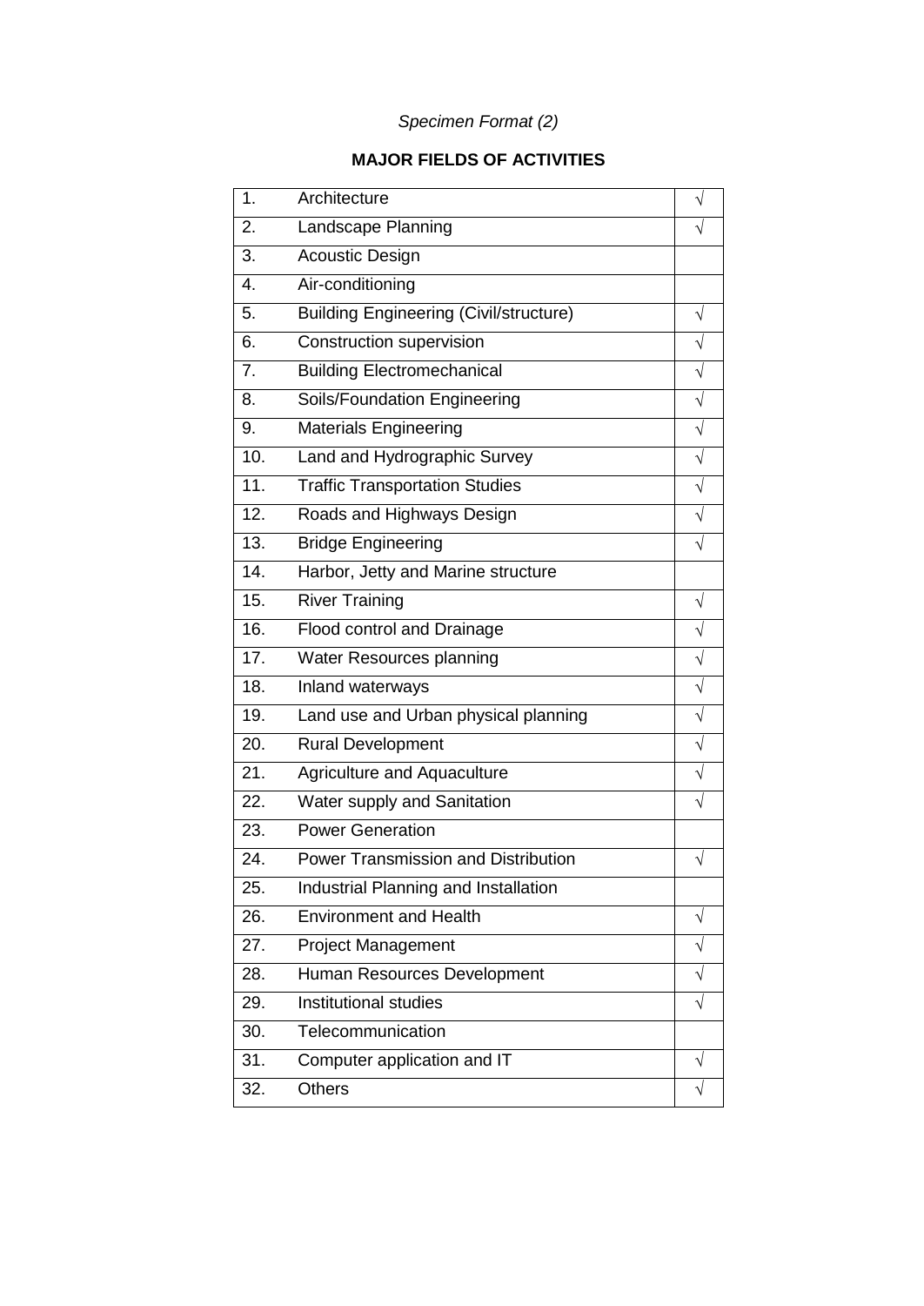*Specimen Format (2)*

**MAJOR FIELDS OF ACTIVITIES**

| | | |
|---|---|---|
| 1. | Architecture | √ |
| 2. | Landscape Planning | √ |
| 3. | Acoustic Design | |
| 4. | Air-conditioning | |
| 5. | Building Engineering (Civil/structure) | √ |
| 6. | Construction supervision | √ |
| 7. | Building Electromechanical | √ |
| 8. | Soils/Foundation Engineering | √ |
| 9. | Materials Engineering | √ |
| 10. | Land and Hydrographic Survey | √ |
| 11. | Traffic Transportation Studies | √ |
| 12. | Roads and Highways Design | √ |
| 13. | Bridge Engineering | √ |
| 14. | Harbor, Jetty and Marine structure | |
| 15. | River Training | √ |
| 16. | Flood control and Drainage | √ |
| 17. | Water Resources planning | √ |
| 18. | Inland waterways | √ |
| 19. | Land use and Urban physical planning | √ |
| 20. | Rural Development | √ |
| 21. | Agriculture and Aquaculture | √ |
| 22. | Water supply and Sanitation | √ |
| 23. | Power Generation | |
| 24. | Power Transmission and Distribution | √ |
| 25. | Industrial Planning and Installation | |
| 26. | Environment and Health | √ |
| 27. | Project Management | √ |
| 28. | Human Resources Development | √ |
| 29. | Institutional studies | √ |
| 30. | Telecommunication | |
| 31. | Computer application and IT | √ |
| 32. | Others | √ |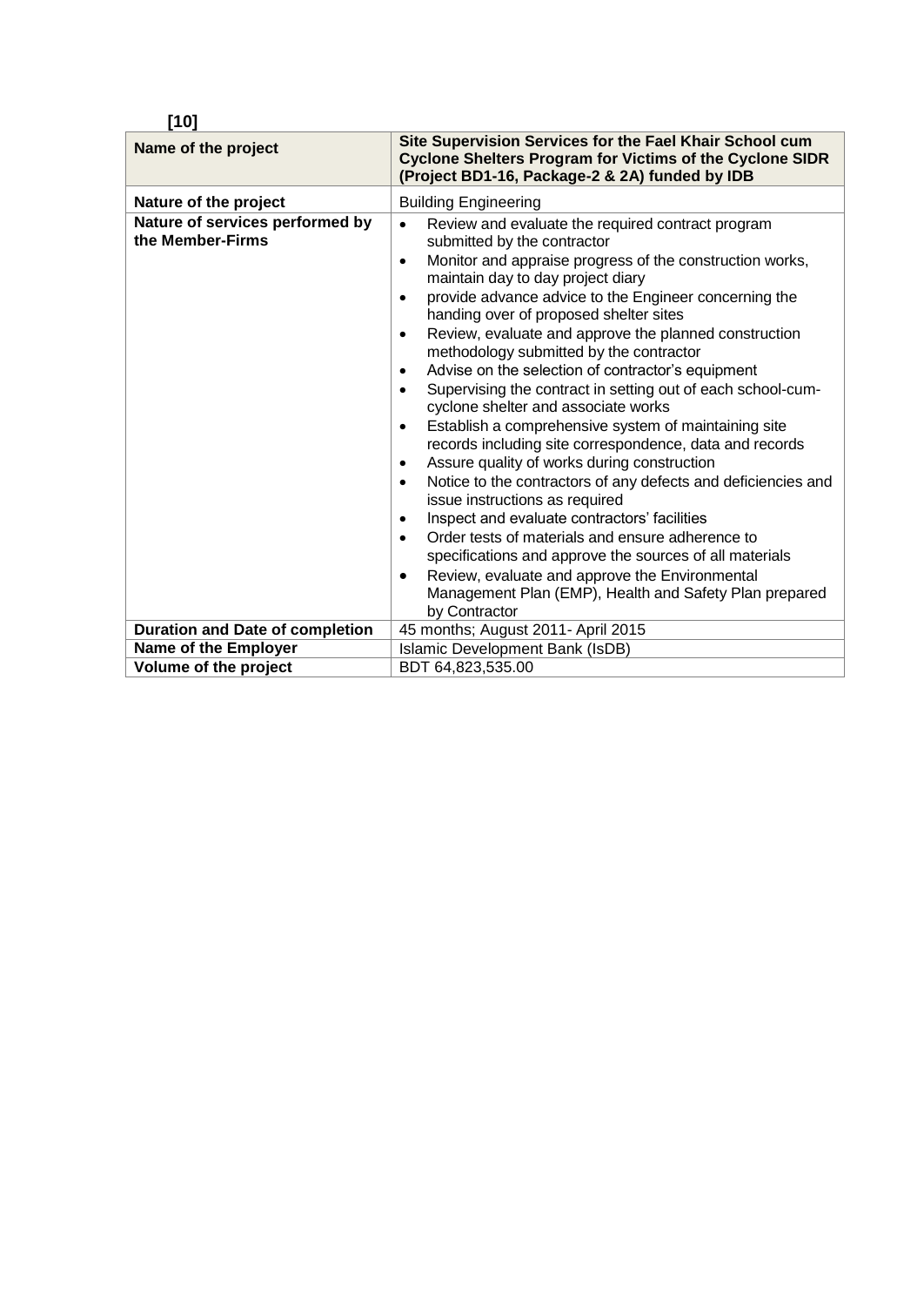[10]

| Name of the project | **Site Supervision Services for the Fael Khair School cum Cyclone Shelters Program for Victims of the Cyclone SIDR (Project BD1-16, Package-2 & 2A) funded by IDB** |
|---|---|
| **Nature of the project** | Building Engineering |
| **Nature of services performed by the Member-Firms** | • Review and evaluate the required contract program submitted by the contractor<br>• Monitor and appraise progress of the construction works, maintain day to day project diary<br>• provide advance advice to the Engineer concerning the handing over of proposed shelter sites<br>• Review, evaluate and approve the planned construction methodology submitted by the contractor<br>• Advise on the selection of contractor's equipment<br>• Supervising the contract in setting out of each school-cum-cyclone shelter and associate works<br>• Establish a comprehensive system of maintaining site records including site correspondence, data and records<br>• Assure quality of works during construction<br>• Notice to the contractors of any defects and deficiencies and issue instructions as required<br>• Inspect and evaluate contractors' facilities<br>• Order tests of materials and ensure adherence to specifications and approve the sources of all materials<br>• Review, evaluate and approve the Environmental Management Plan (EMP), Health and Safety Plan prepared by Contractor |
| **Duration and Date of completion** | 45 months; August 2011- April 2015 |
| **Name of the Employer** | Islamic Development Bank (IsDB) |
| **Volume of the project** | BDT 64,823,535.00 |